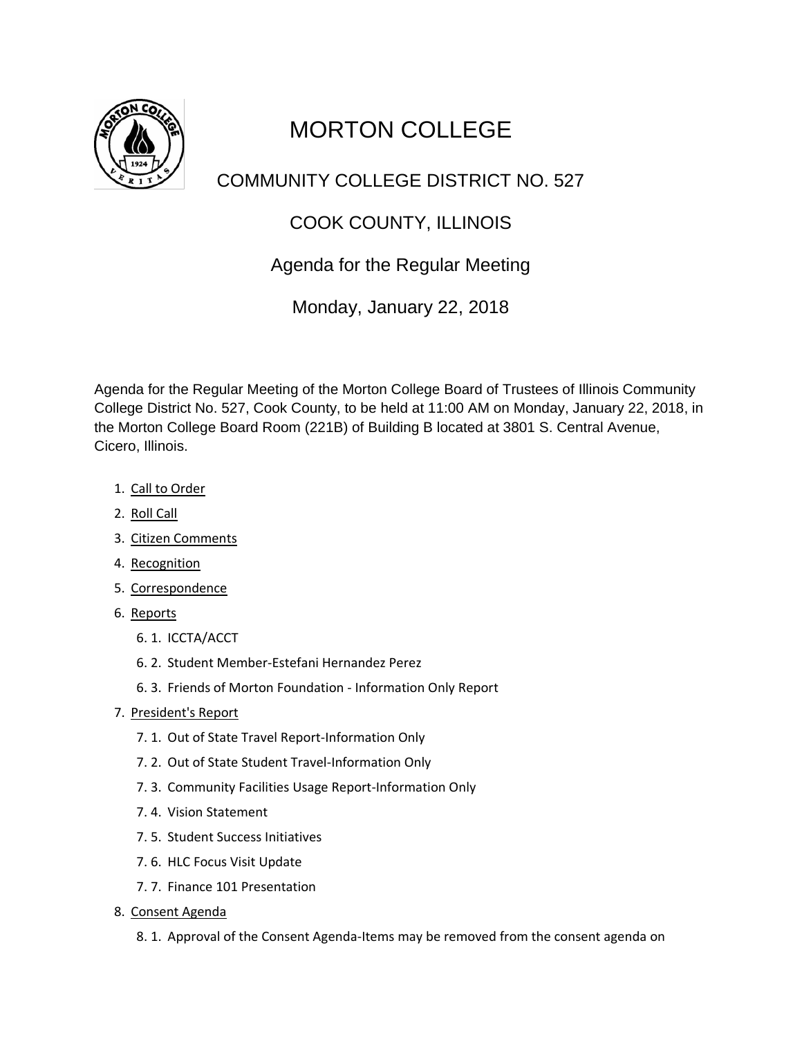# MORTON COLLEGE

## COMMUNITY COLLEGE DISTRICT NO. 527

## COOK COUNTY, ILLINOIS

## Agenda for the Regular Meeting

## Monday, January 22, 2018

Agenda for the Regular Meeting of the Morton College Board of Trustees of Illinois Community College District No. 527, Cook County, to be held at 11:00 AM on Monday, January 22, 2018, in the Morton College Board Room (221B) of Building B located at 3801 S. Central Avenue, Cicero, Illinois.

1. Call to Order
2. Roll Call
3. Citizen Comments
4. Recognition
5. Correspondence
6. Reports
   - 6. 1. ICCTA/ACCT
   - 6. 2. Student Member-Estefani Hernandez Perez
   - 6. 3. Friends of Morton Foundation - Information Only Report
7. President's Report
   - 7. 1. Out of State Travel Report-Information Only
   - 7. 2. Out of State Student Travel-Information Only
   - 7. 3. Community Facilities Usage Report-Information Only
   - 7. 4. Vision Statement
   - 7. 5. Student Success Initiatives
   - 7. 6. HLC Focus Visit Update
   - 7. 7. Finance 101 Presentation
8. Consent Agenda
   - 8. 1. Approval of the Consent Agenda-Items may be removed from the consent agenda on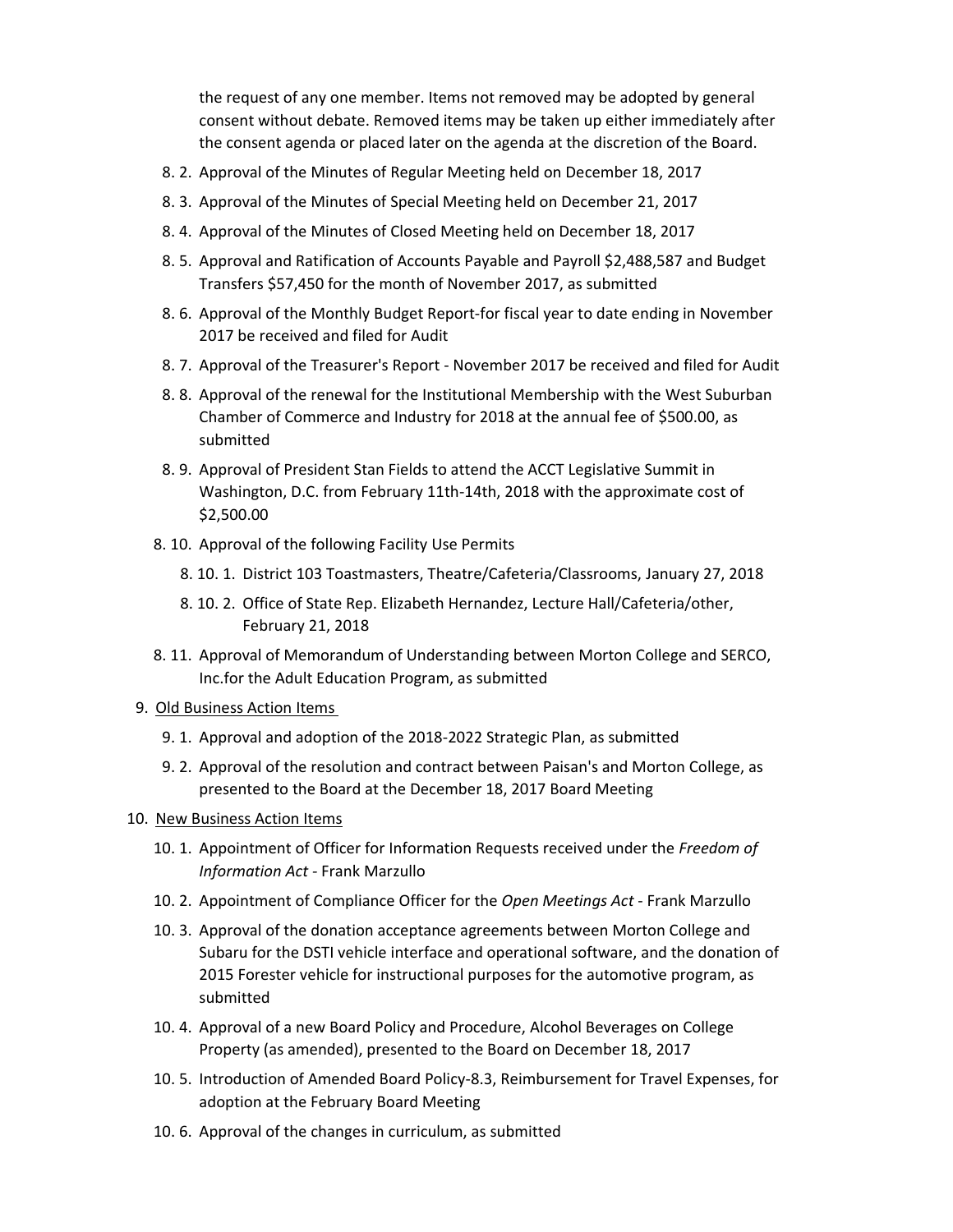the request of any one member. Items not removed may be adopted by general consent without debate. Removed items may be taken up either immediately after the consent agenda or placed later on the agenda at the discretion of the Board.

- 8. 2. Approval of the Minutes of Regular Meeting held on December 18, 2017
- 8. 3. Approval of the Minutes of Special Meeting held on December 21, 2017
- 8. 4. Approval of the Minutes of Closed Meeting held on December 18, 2017
- 8. 5. Approval and Ratification of Accounts Payable and Payroll $2,488,587 and Budget Transfers $57,450 for the month of November 2017, as submitted
- 8. 6. Approval of the Monthly Budget Report-for fiscal year to date ending in November 2017 be received and filed for Audit
- 8. 7. Approval of the Treasurer's Report - November 2017 be received and filed for Audit
- 8. 8. Approval of the renewal for the Institutional Membership with the West Suburban Chamber of Commerce and Industry for 2018 at the annual fee of $500.00, as submitted
- 8. 9. Approval of President Stan Fields to attend the ACCT Legislative Summit in Washington, D.C. from February 11th-14th, 2018 with the approximate cost of $2,500.00
- 8. 10. Approval of the following Facility Use Permits
  - 8. 10. 1. District 103 Toastmasters, Theatre/Cafeteria/Classrooms, January 27, 2018
  - 8. 10. 2. Office of State Rep. Elizabeth Hernandez, Lecture Hall/Cafeteria/other, February 21, 2018
- 8. 11. Approval of Memorandum of Understanding between Morton College and SERCO, Inc.for the Adult Education Program, as submitted

9. Old Business Action Items
   - 9. 1. Approval and adoption of the 2018-2022 Strategic Plan, as submitted
   - 9. 2. Approval of the resolution and contract between Paisan's and Morton College, as presented to the Board at the December 18, 2017 Board Meeting

10. New Business Action Items
    - 10. 1. Appointment of Officer for Information Requests received under the *Freedom of Information Act* - Frank Marzullo
    - 10. 2. Appointment of Compliance Officer for the *Open Meetings Act* - Frank Marzullo
    - 10. 3. Approval of the donation acceptance agreements between Morton College and Subaru for the DSTI vehicle interface and operational software, and the donation of 2015 Forester vehicle for instructional purposes for the automotive program, as submitted
    - 10. 4. Approval of a new Board Policy and Procedure, Alcohol Beverages on College Property (as amended), presented to the Board on December 18, 2017
    - 10. 5. Introduction of Amended Board Policy-8.3, Reimbursement for Travel Expenses, for adoption at the February Board Meeting
    - 10. 6. Approval of the changes in curriculum, as submitted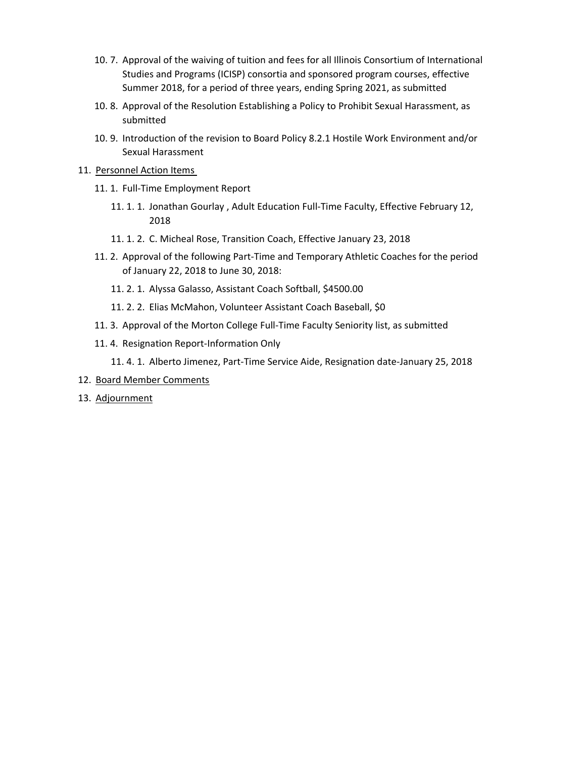10. 7. Approval of the waiving of tuition and fees for all Illinois Consortium of International Studies and Programs (ICISP) consortia and sponsored program courses, effective Summer 2018, for a period of three years, ending Spring 2021, as submitted

10. 8. Approval of the Resolution Establishing a Policy to Prohibit Sexual Harassment, as submitted

10. 9. Introduction of the revision to Board Policy 8.2.1 Hostile Work Environment and/or Sexual Harassment

11. <u>Personnel Action Items</u>

11. 1. Full-Time Employment Report

11. 1. 1. Jonathan Gourlay , Adult Education Full-Time Faculty, Effective February 12, 2018

11. 1. 2. C. Micheal Rose, Transition Coach, Effective January 23, 2018

11. 2. Approval of the following Part-Time and Temporary Athletic Coaches for the period of January 22, 2018 to June 30, 2018:

11. 2. 1. Alyssa Galasso, Assistant Coach Softball, $4500.00

11. 2. 2. Elias McMahon, Volunteer Assistant Coach Baseball, $0

11. 3. Approval of the Morton College Full-Time Faculty Seniority list, as submitted

11. 4. Resignation Report-Information Only

11. 4. 1. Alberto Jimenez, Part-Time Service Aide, Resignation date-January 25, 2018

12. <u>Board Member Comments</u>

13. <u>Adjournment</u>